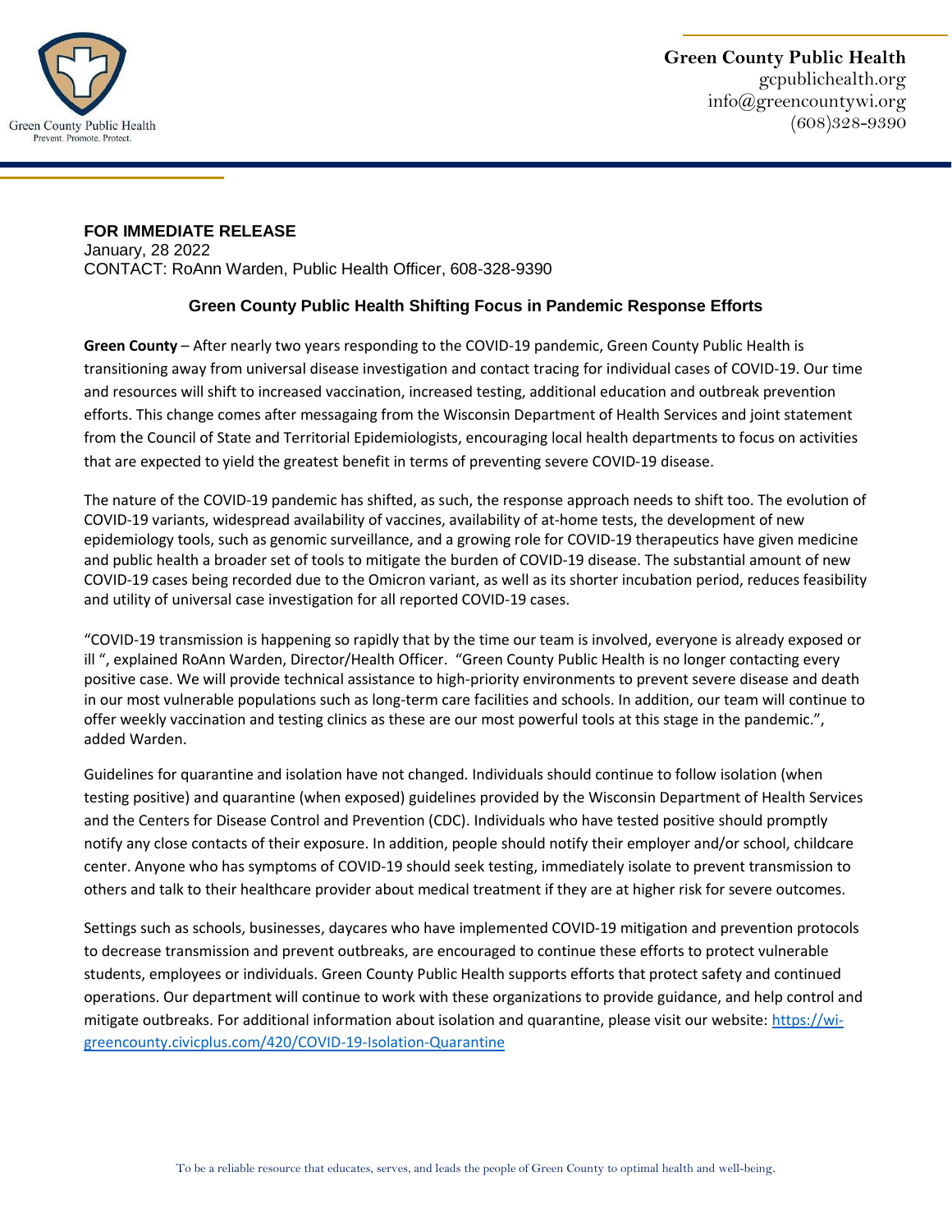**Green County Public Health**
gcpublichealth.org
info@greencountywi.org
(608)328-9390

Green County Public Health
Prevent. Promote. Protect.

**FOR IMMEDIATE RELEASE**
January, 28 2022
CONTACT: RoAnn Warden, Public Health Officer, 608-328-9390

## Green County Public Health Shifting Focus in Pandemic Response Efforts

**Green County** – After nearly two years responding to the COVID-19 pandemic, Green County Public Health is transitioning away from universal disease investigation and contact tracing for individual cases of COVID-19. Our time and resources will shift to increased vaccination, increased testing, additional education and outbreak prevention efforts. This change comes after messagaing from the Wisconsin Department of Health Services and joint statement from the Council of State and Territorial Epidemiologists, encouraging local health departments to focus on activities that are expected to yield the greatest benefit in terms of preventing severe COVID-19 disease.

The nature of the COVID-19 pandemic has shifted, as such, the response approach needs to shift too. The evolution of COVID-19 variants, widespread availability of vaccines, availability of at-home tests, the development of new epidemiology tools, such as genomic surveillance, and a growing role for COVID-19 therapeutics have given medicine and public health a broader set of tools to mitigate the burden of COVID-19 disease. The substantial amount of new COVID-19 cases being recorded due to the Omicron variant, as well as its shorter incubation period, reduces feasibility and utility of universal case investigation for all reported COVID-19 cases.

"COVID-19 transmission is happening so rapidly that by the time our team is involved, everyone is already exposed or ill ", explained RoAnn Warden, Director/Health Officer. "Green County Public Health is no longer contacting every positive case. We will provide technical assistance to high-priority environments to prevent severe disease and death in our most vulnerable populations such as long-term care facilities and schools. In addition, our team will continue to offer weekly vaccination and testing clinics as these are our most powerful tools at this stage in the pandemic.", added Warden.

Guidelines for quarantine and isolation have not changed. Individuals should continue to follow isolation (when testing positive) and quarantine (when exposed) guidelines provided by the Wisconsin Department of Health Services and the Centers for Disease Control and Prevention (CDC). Individuals who have tested positive should promptly notify any close contacts of their exposure. In addition, people should notify their employer and/or school, childcare center. Anyone who has symptoms of COVID-19 should seek testing, immediately isolate to prevent transmission to others and talk to their healthcare provider about medical treatment if they are at higher risk for severe outcomes.

Settings such as schools, businesses, daycares who have implemented COVID-19 mitigation and prevention protocols to decrease transmission and prevent outbreaks, are encouraged to continue these efforts to protect vulnerable students, employees or individuals. Green County Public Health supports efforts that protect safety and continued operations. Our department will continue to work with these organizations to provide guidance, and help control and mitigate outbreaks. For additional information about isolation and quarantine, please visit our website: https://wi-greencounty.civicplus.com/420/COVID-19-Isolation-Quarantine

To be a reliable resource that educates, serves, and leads the people of Green County to optimal health and well-being.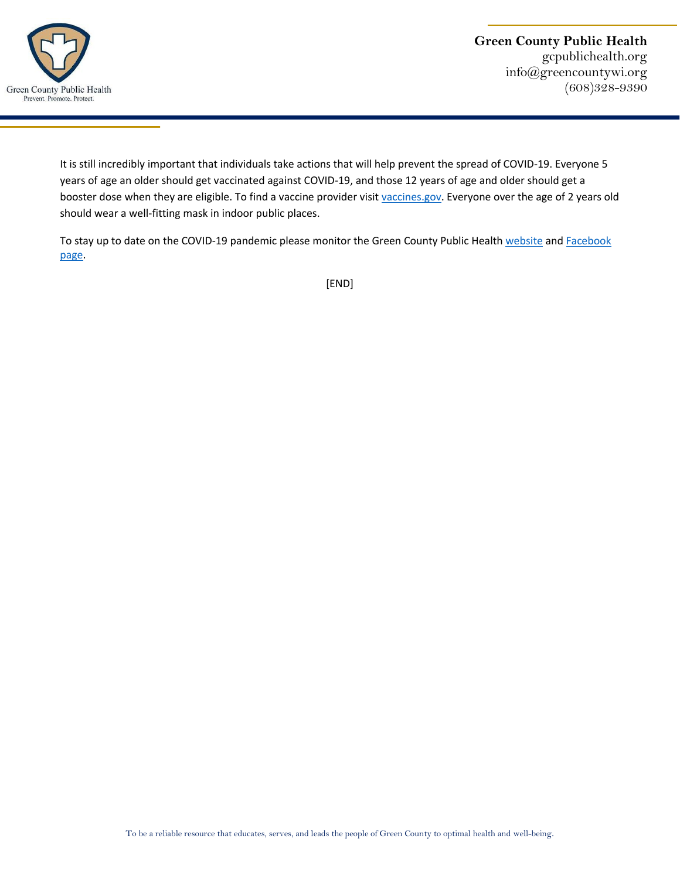It is still incredibly important that individuals take actions that will help prevent the spread of COVID-19. Everyone 5 years of age an older should get vaccinated against COVID-19, and those 12 years of age and older should get a booster dose when they are eligible. To find a vaccine provider visit vaccines.gov. Everyone over the age of 2 years old should wear a well-fitting mask in indoor public places.

To stay up to date on the COVID-19 pandemic please monitor the Green County Public Health website and Facebook page.

[END]